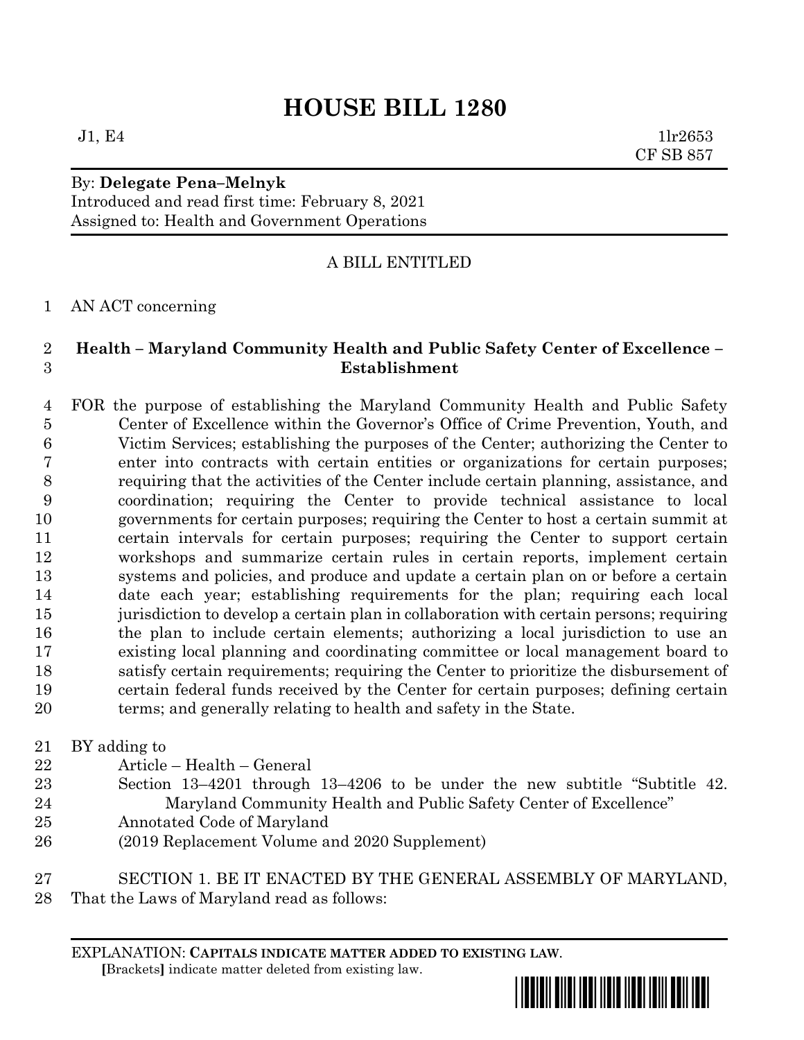# HOUSE BILL 1280

J1, E4 1lr2653
CF SB 857

By: **Delegate Pena–Melnyk**
Introduced and read first time: February 8, 2021
Assigned to: Health and Government Operations

A BILL ENTITLED

1 AN ACT concerning

2 **Health – Maryland Community Health and Public Safety Center of Excellence –**
3 **Establishment**

4 FOR the purpose of establishing the Maryland Community Health and Public Safety
5 Center of Excellence within the Governor's Office of Crime Prevention, Youth, and
6 Victim Services; establishing the purposes of the Center; authorizing the Center to
7 enter into contracts with certain entities or organizations for certain purposes;
8 requiring that the activities of the Center include certain planning, assistance, and
9 coordination; requiring the Center to provide technical assistance to local
10 governments for certain purposes; requiring the Center to host a certain summit at
11 certain intervals for certain purposes; requiring the Center to support certain
12 workshops and summarize certain rules in certain reports, implement certain
13 systems and policies, and produce and update a certain plan on or before a certain
14 date each year; establishing requirements for the plan; requiring each local
15 jurisdiction to develop a certain plan in collaboration with certain persons; requiring
16 the plan to include certain elements; authorizing a local jurisdiction to use an
17 existing local planning and coordinating committee or local management board to
18 satisfy certain requirements; requiring the Center to prioritize the disbursement of
19 certain federal funds received by the Center for certain purposes; defining certain
20 terms; and generally relating to health and safety in the State.

21 BY adding to
22 Article – Health – General
23 Section 13–4201 through 13–4206 to be under the new subtitle "Subtitle 42.
24 Maryland Community Health and Public Safety Center of Excellence"
25 Annotated Code of Maryland
26 (2019 Replacement Volume and 2020 Supplement)

27 SECTION 1. BE IT ENACTED BY THE GENERAL ASSEMBLY OF MARYLAND,
28 That the Laws of Maryland read as follows:

EXPLANATION: **CAPITALS INDICATE MATTER ADDED TO EXISTING LAW.**
[Brackets] indicate matter deleted from existing law.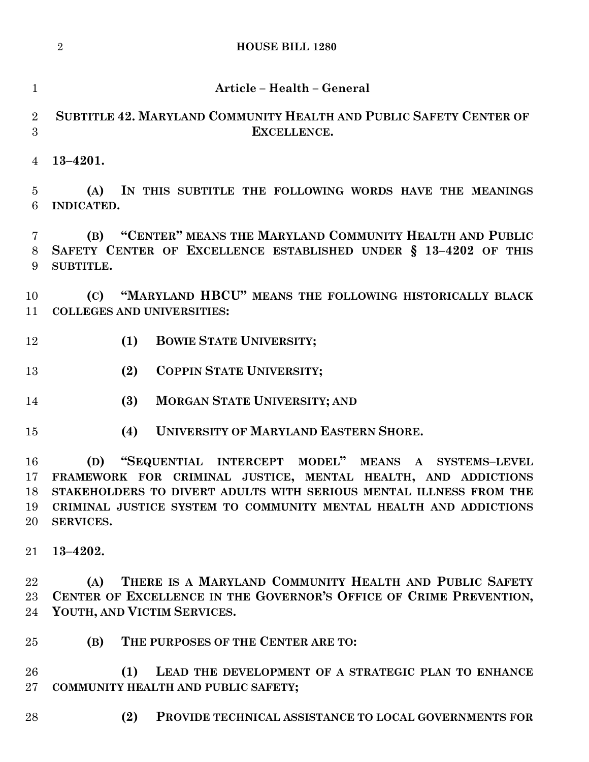## Article – Health – General

### SUBTITLE 42. MARYLAND COMMUNITY HEALTH AND PUBLIC SAFETY CENTER OF EXCELLENCE.

**13–4201.**

**(A) IN THIS SUBTITLE THE FOLLOWING WORDS HAVE THE MEANINGS INDICATED.**

**(B) "CENTER" MEANS THE MARYLAND COMMUNITY HEALTH AND PUBLIC SAFETY CENTER OF EXCELLENCE ESTABLISHED UNDER § 13–4202 OF THIS SUBTITLE.**

**(C) "MARYLAND HBCU" MEANS THE FOLLOWING HISTORICALLY BLACK COLLEGES AND UNIVERSITIES:**

**(1) BOWIE STATE UNIVERSITY;**

**(2) COPPIN STATE UNIVERSITY;**

**(3) MORGAN STATE UNIVERSITY; AND**

**(4) UNIVERSITY OF MARYLAND EASTERN SHORE.**

**(D) "SEQUENTIAL INTERCEPT MODEL" MEANS A SYSTEMS–LEVEL FRAMEWORK FOR CRIMINAL JUSTICE, MENTAL HEALTH, AND ADDICTIONS STAKEHOLDERS TO DIVERT ADULTS WITH SERIOUS MENTAL ILLNESS FROM THE CRIMINAL JUSTICE SYSTEM TO COMMUNITY MENTAL HEALTH AND ADDICTIONS SERVICES.**

**13–4202.**

**(A) THERE IS A MARYLAND COMMUNITY HEALTH AND PUBLIC SAFETY CENTER OF EXCELLENCE IN THE GOVERNOR'S OFFICE OF CRIME PREVENTION, YOUTH, AND VICTIM SERVICES.**

**(B) THE PURPOSES OF THE CENTER ARE TO:**

**(1) LEAD THE DEVELOPMENT OF A STRATEGIC PLAN TO ENHANCE COMMUNITY HEALTH AND PUBLIC SAFETY;**

**(2) PROVIDE TECHNICAL ASSISTANCE TO LOCAL GOVERNMENTS FOR**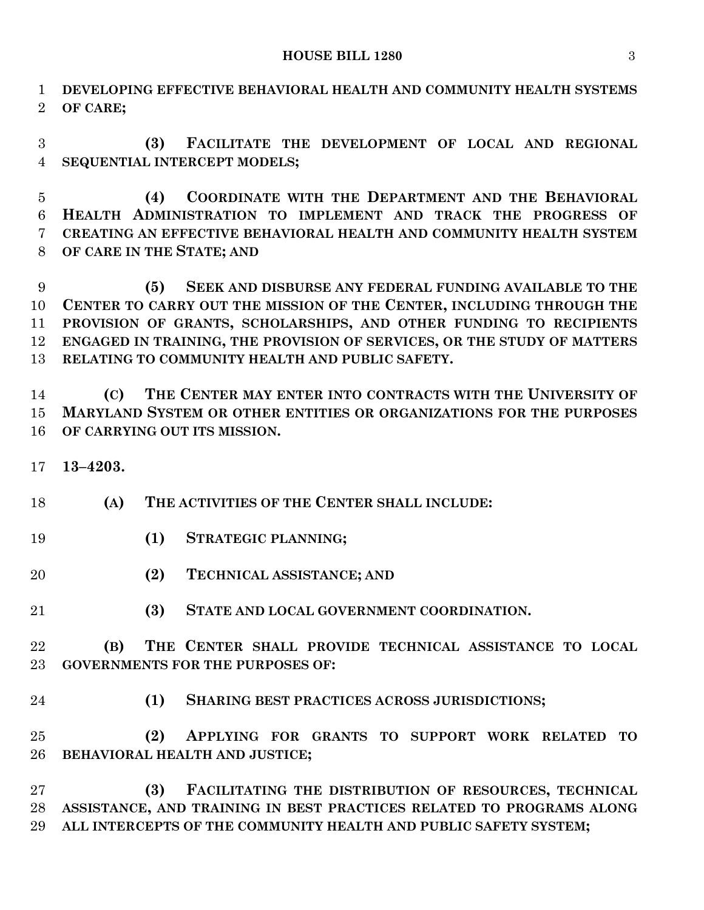**DEVELOPING EFFECTIVE BEHAVIORAL HEALTH AND COMMUNITY HEALTH SYSTEMS OF CARE;**

**(3) FACILITATE THE DEVELOPMENT OF LOCAL AND REGIONAL SEQUENTIAL INTERCEPT MODELS;**

**(4) COORDINATE WITH THE DEPARTMENT AND THE BEHAVIORAL HEALTH ADMINISTRATION TO IMPLEMENT AND TRACK THE PROGRESS OF CREATING AN EFFECTIVE BEHAVIORAL HEALTH AND COMMUNITY HEALTH SYSTEM OF CARE IN THE STATE; AND**

**(5) SEEK AND DISBURSE ANY FEDERAL FUNDING AVAILABLE TO THE CENTER TO CARRY OUT THE MISSION OF THE CENTER, INCLUDING THROUGH THE PROVISION OF GRANTS, SCHOLARSHIPS, AND OTHER FUNDING TO RECIPIENTS ENGAGED IN TRAINING, THE PROVISION OF SERVICES, OR THE STUDY OF MATTERS RELATING TO COMMUNITY HEALTH AND PUBLIC SAFETY.**

**(C) THE CENTER MAY ENTER INTO CONTRACTS WITH THE UNIVERSITY OF MARYLAND SYSTEM OR OTHER ENTITIES OR ORGANIZATIONS FOR THE PURPOSES OF CARRYING OUT ITS MISSION.**

**13–4203.**

**(A) THE ACTIVITIES OF THE CENTER SHALL INCLUDE:**

**(1) STRATEGIC PLANNING;**

**(2) TECHNICAL ASSISTANCE; AND**

**(3) STATE AND LOCAL GOVERNMENT COORDINATION.**

**(B) THE CENTER SHALL PROVIDE TECHNICAL ASSISTANCE TO LOCAL GOVERNMENTS FOR THE PURPOSES OF:**

**(1) SHARING BEST PRACTICES ACROSS JURISDICTIONS;**

**(2) APPLYING FOR GRANTS TO SUPPORT WORK RELATED TO BEHAVIORAL HEALTH AND JUSTICE;**

**(3) FACILITATING THE DISTRIBUTION OF RESOURCES, TECHNICAL ASSISTANCE, AND TRAINING IN BEST PRACTICES RELATED TO PROGRAMS ALONG ALL INTERCEPTS OF THE COMMUNITY HEALTH AND PUBLIC SAFETY SYSTEM;**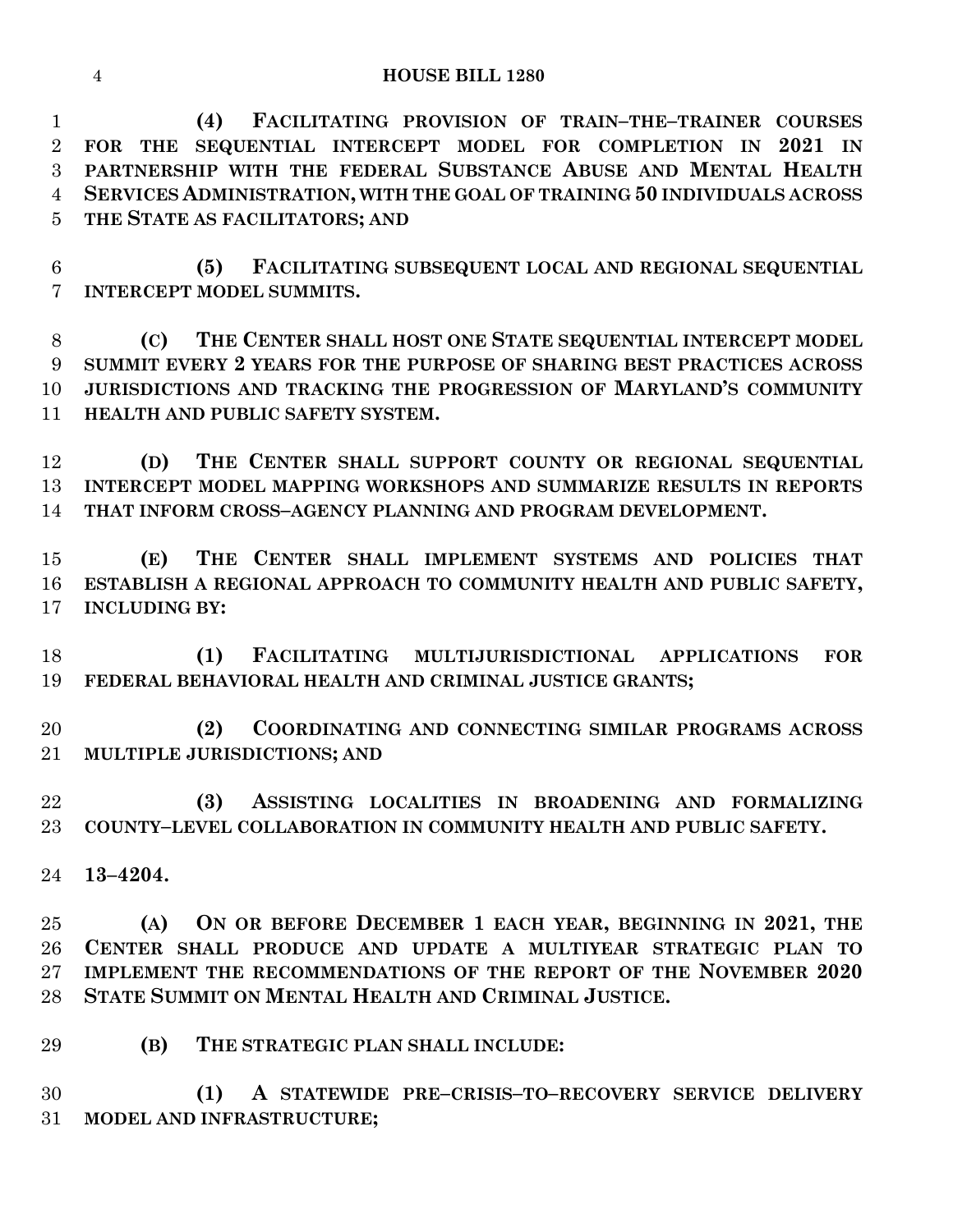**(4) FACILITATING PROVISION OF TRAIN–THE–TRAINER COURSES FOR THE SEQUENTIAL INTERCEPT MODEL FOR COMPLETION IN 2021 IN PARTNERSHIP WITH THE FEDERAL SUBSTANCE ABUSE AND MENTAL HEALTH SERVICES ADMINISTRATION, WITH THE GOAL OF TRAINING 50 INDIVIDUALS ACROSS THE STATE AS FACILITATORS; AND**

**(5) FACILITATING SUBSEQUENT LOCAL AND REGIONAL SEQUENTIAL INTERCEPT MODEL SUMMITS.**

**(C) THE CENTER SHALL HOST ONE STATE SEQUENTIAL INTERCEPT MODEL SUMMIT EVERY 2 YEARS FOR THE PURPOSE OF SHARING BEST PRACTICES ACROSS JURISDICTIONS AND TRACKING THE PROGRESSION OF MARYLAND'S COMMUNITY HEALTH AND PUBLIC SAFETY SYSTEM.**

**(D) THE CENTER SHALL SUPPORT COUNTY OR REGIONAL SEQUENTIAL INTERCEPT MODEL MAPPING WORKSHOPS AND SUMMARIZE RESULTS IN REPORTS THAT INFORM CROSS–AGENCY PLANNING AND PROGRAM DEVELOPMENT.**

**(E) THE CENTER SHALL IMPLEMENT SYSTEMS AND POLICIES THAT ESTABLISH A REGIONAL APPROACH TO COMMUNITY HEALTH AND PUBLIC SAFETY, INCLUDING BY:**

**(1) FACILITATING MULTIJURISDICTIONAL APPLICATIONS FOR FEDERAL BEHAVIORAL HEALTH AND CRIMINAL JUSTICE GRANTS;**

**(2) COORDINATING AND CONNECTING SIMILAR PROGRAMS ACROSS MULTIPLE JURISDICTIONS; AND**

**(3) ASSISTING LOCALITIES IN BROADENING AND FORMALIZING COUNTY–LEVEL COLLABORATION IN COMMUNITY HEALTH AND PUBLIC SAFETY.**

**13–4204.**

**(A) ON OR BEFORE DECEMBER 1 EACH YEAR, BEGINNING IN 2021, THE CENTER SHALL PRODUCE AND UPDATE A MULTIYEAR STRATEGIC PLAN TO IMPLEMENT THE RECOMMENDATIONS OF THE REPORT OF THE NOVEMBER 2020 STATE SUMMIT ON MENTAL HEALTH AND CRIMINAL JUSTICE.**

**(B) THE STRATEGIC PLAN SHALL INCLUDE:**

**(1) A STATEWIDE PRE–CRISIS–TO–RECOVERY SERVICE DELIVERY MODEL AND INFRASTRUCTURE;**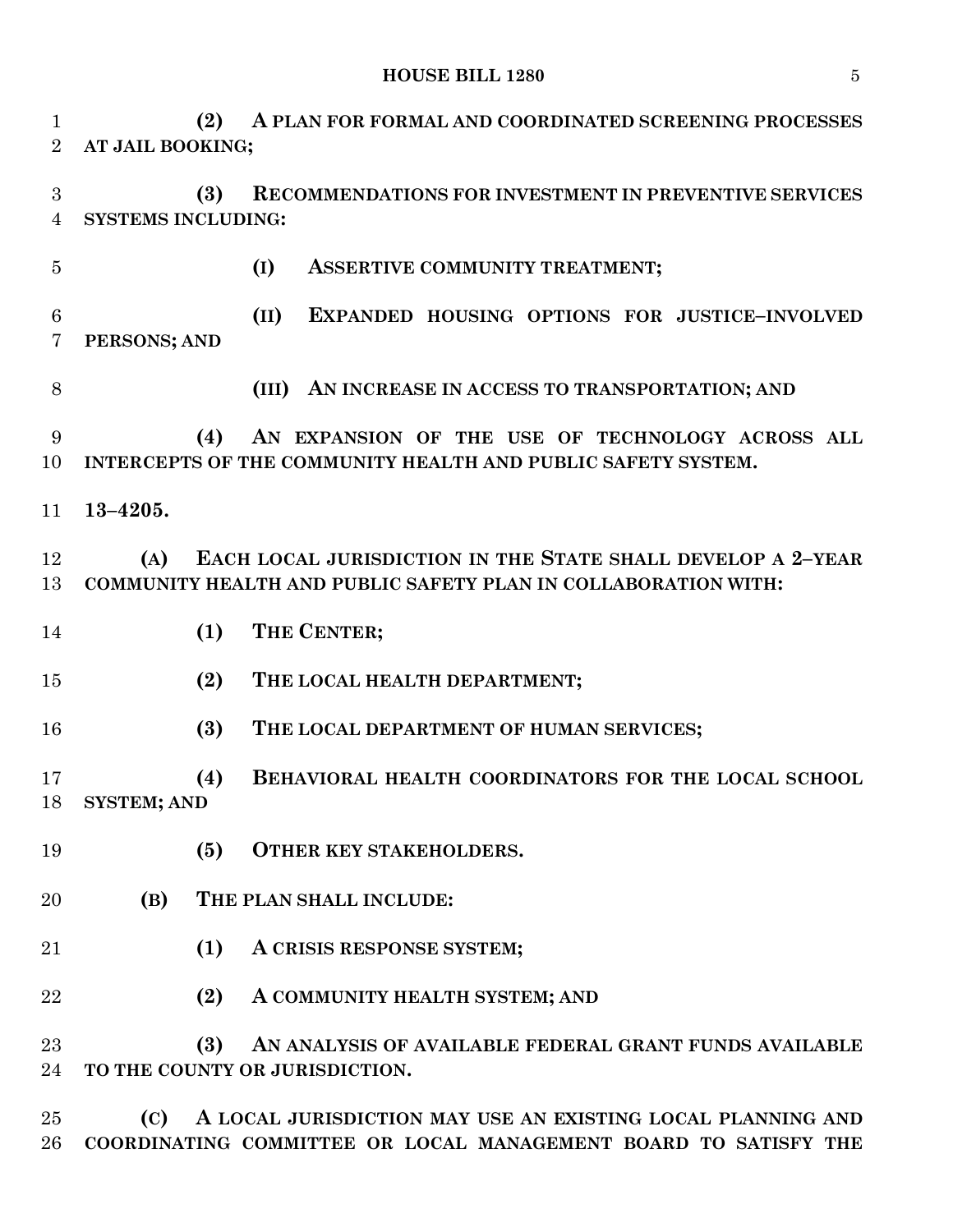**(2) A PLAN FOR FORMAL AND COORDINATED SCREENING PROCESSES AT JAIL BOOKING;**

**(3) RECOMMENDATIONS FOR INVESTMENT IN PREVENTIVE SERVICES SYSTEMS INCLUDING:**

**(I) ASSERTIVE COMMUNITY TREATMENT;**

**(II) EXPANDED HOUSING OPTIONS FOR JUSTICE–INVOLVED PERSONS; AND**

**(III) AN INCREASE IN ACCESS TO TRANSPORTATION; AND**

**(4) AN EXPANSION OF THE USE OF TECHNOLOGY ACROSS ALL INTERCEPTS OF THE COMMUNITY HEALTH AND PUBLIC SAFETY SYSTEM.**

**13–4205.**

**(A) EACH LOCAL JURISDICTION IN THE STATE SHALL DEVELOP A 2–YEAR COMMUNITY HEALTH AND PUBLIC SAFETY PLAN IN COLLABORATION WITH:**

**(1) THE CENTER;**

**(2) THE LOCAL HEALTH DEPARTMENT;**

**(3) THE LOCAL DEPARTMENT OF HUMAN SERVICES;**

**(4) BEHAVIORAL HEALTH COORDINATORS FOR THE LOCAL SCHOOL SYSTEM; AND**

**(5) OTHER KEY STAKEHOLDERS.**

**(B) THE PLAN SHALL INCLUDE:**

**(1) A CRISIS RESPONSE SYSTEM;**

**(2) A COMMUNITY HEALTH SYSTEM; AND**

**(3) AN ANALYSIS OF AVAILABLE FEDERAL GRANT FUNDS AVAILABLE TO THE COUNTY OR JURISDICTION.**

**(C) A LOCAL JURISDICTION MAY USE AN EXISTING LOCAL PLANNING AND COORDINATING COMMITTEE OR LOCAL MANAGEMENT BOARD TO SATISFY THE**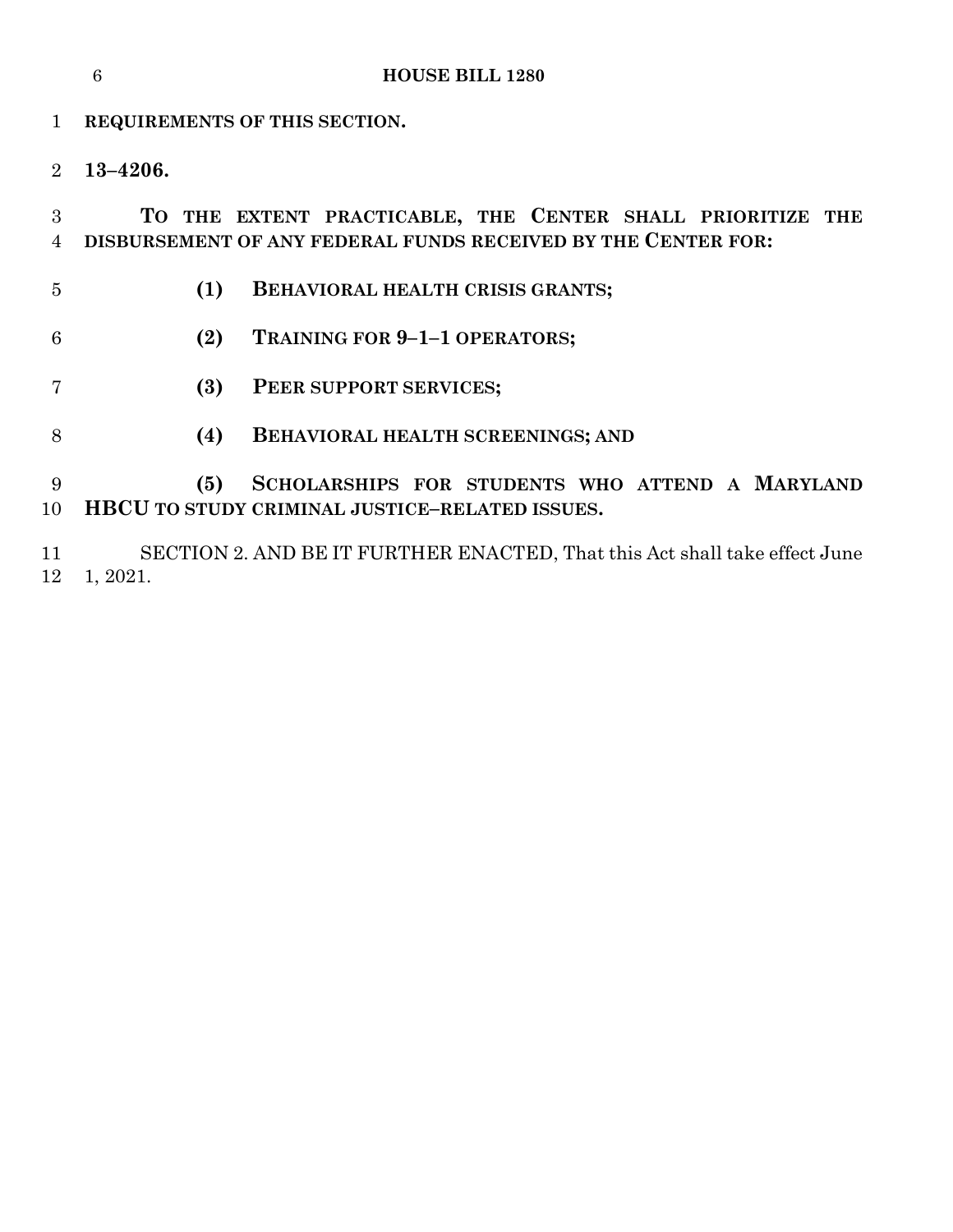**REQUIREMENTS OF THIS SECTION.**

**13–4206.**

**TO THE EXTENT PRACTICABLE, THE CENTER SHALL PRIORITIZE THE DISBURSEMENT OF ANY FEDERAL FUNDS RECEIVED BY THE CENTER FOR:**

**(1) BEHAVIORAL HEALTH CRISIS GRANTS;**

**(2) TRAINING FOR 9–1–1 OPERATORS;**

**(3) PEER SUPPORT SERVICES;**

**(4) BEHAVIORAL HEALTH SCREENINGS; AND**

**(5) SCHOLARSHIPS FOR STUDENTS WHO ATTEND A MARYLAND HBCU TO STUDY CRIMINAL JUSTICE–RELATED ISSUES.**

SECTION 2. AND BE IT FURTHER ENACTED, That this Act shall take effect June 1, 2021.